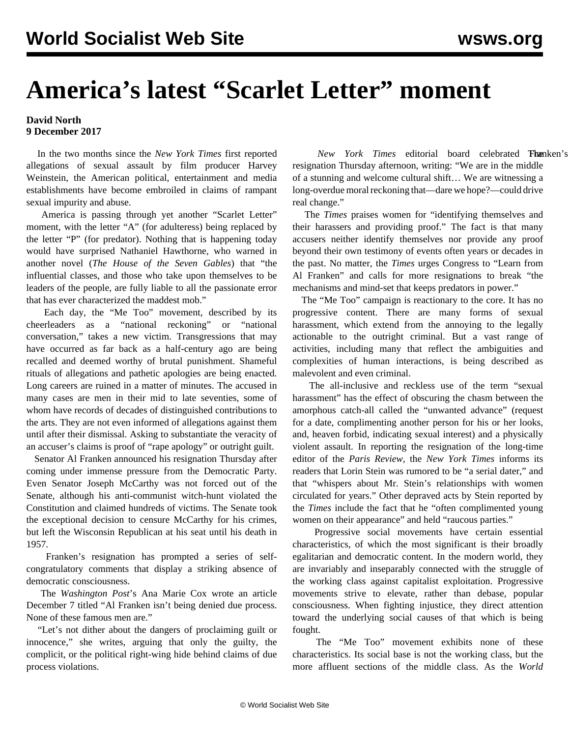# America's latest "Scarlet Letter" moment

**David North**
**9 December 2017**

In the two months since the *New York Times* first reported allegations of sexual assault by film producer Harvey Weinstein, the American political, entertainment and media establishments have become embroiled in claims of rampant sexual impurity and abuse.

America is passing through yet another "Scarlet Letter" moment, with the letter "A" (for adulteress) being replaced by the letter "P" (for predator). Nothing that is happening today would have surprised Nathaniel Hawthorne, who warned in another novel (*The House of the Seven Gables*) that "the influential classes, and those who take upon themselves to be leaders of the people, are fully liable to all the passionate error that has ever characterized the maddest mob."

Each day, the "Me Too" movement, described by its cheerleaders as a "national reckoning" or "national conversation," takes a new victim. Transgressions that may have occurred as far back as a half-century ago are being recalled and deemed worthy of brutal punishment. Shameful rituals of allegations and pathetic apologies are being enacted. Long careers are ruined in a matter of minutes. The accused in many cases are men in their mid to late seventies, some of whom have records of decades of distinguished contributions to the arts. They are not even informed of allegations against them until after their dismissal. Asking to substantiate the veracity of an accuser's claims is proof of "rape apology" or outright guilt.

Senator Al Franken announced his resignation Thursday after coming under immense pressure from the Democratic Party. Even Senator Joseph McCarthy was not forced out of the Senate, although his anti-communist witch-hunt violated the Constitution and claimed hundreds of victims. The Senate took the exceptional decision to censure McCarthy for his crimes, but left the Wisconsin Republican at his seat until his death in 1957.

Franken's resignation has prompted a series of self-congratulatory comments that display a striking absence of democratic consciousness.

The *Washington Post*'s Ana Marie Cox wrote an article December 7 titled "Al Franken isn't being denied due process. None of these famous men are."

"Let's not dither about the dangers of proclaiming guilt or innocence," she writes, arguing that only the guilty, the complicit, or the political right-wing hide behind claims of due process violations.

The *New York Times* editorial board celebrated Franken's resignation Thursday afternoon, writing: "We are in the middle of a stunning and welcome cultural shift… We are witnessing a long-overdue moral reckoning that—dare we hope?—could drive real change."

The *Times* praises women for "identifying themselves and their harassers and providing proof." The fact is that many accusers neither identify themselves nor provide any proof beyond their own testimony of events often years or decades in the past. No matter, the *Times* urges Congress to "Learn from Al Franken" and calls for more resignations to break "the mechanisms and mind-set that keeps predators in power."

The "Me Too" campaign is reactionary to the core. It has no progressive content. There are many forms of sexual harassment, which extend from the annoying to the legally actionable to the outright criminal. But a vast range of activities, including many that reflect the ambiguities and complexities of human interactions, is being described as malevolent and even criminal.

The all-inclusive and reckless use of the term "sexual harassment" has the effect of obscuring the chasm between the amorphous catch-all called the "unwanted advance" (request for a date, complimenting another person for his or her looks, and, heaven forbid, indicating sexual interest) and a physically violent assault. In reporting the resignation of the long-time editor of the *Paris Review*, the *New York Times* informs its readers that Lorin Stein was rumored to be "a serial dater," and that "whispers about Mr. Stein's relationships with women circulated for years." Other depraved acts by Stein reported by the *Times* include the fact that he "often complimented young women on their appearance" and held "raucous parties."

Progressive social movements have certain essential characteristics, of which the most significant is their broadly egalitarian and democratic content. In the modern world, they are invariably and inseparably connected with the struggle of the working class against capitalist exploitation. Progressive movements strive to elevate, rather than debase, popular consciousness. When fighting injustice, they direct attention toward the underlying social causes of that which is being fought.

The "Me Too" movement exhibits none of these characteristics. Its social base is not the working class, but the more affluent sections of the middle class. As the *World*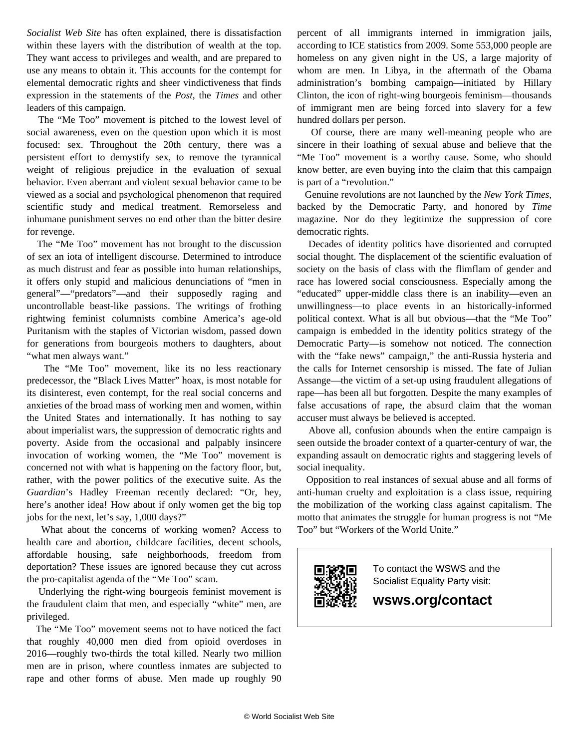*Socialist Web Site* has often explained, there is dissatisfaction within these layers with the distribution of wealth at the top. They want access to privileges and wealth, and are prepared to use any means to obtain it. This accounts for the contempt for elemental democratic rights and sheer vindictiveness that finds expression in the statements of the *Post*, the *Times* and other leaders of this campaign.

The "Me Too" movement is pitched to the lowest level of social awareness, even on the question upon which it is most focused: sex. Throughout the 20th century, there was a persistent effort to demystify sex, to remove the tyrannical weight of religious prejudice in the evaluation of sexual behavior. Even aberrant and violent sexual behavior came to be viewed as a social and psychological phenomenon that required scientific study and medical treatment. Remorseless and inhumane punishment serves no end other than the bitter desire for revenge.

The "Me Too" movement has not brought to the discussion of sex an iota of intelligent discourse. Determined to introduce as much distrust and fear as possible into human relationships, it offers only stupid and malicious denunciations of "men in general"—"predators"—and their supposedly raging and uncontrollable beast-like passions. The writings of frothing rightwing feminist columnists combine America's age-old Puritanism with the staples of Victorian wisdom, passed down for generations from bourgeois mothers to daughters, about "what men always want."

The "Me Too" movement, like its no less reactionary predecessor, the "Black Lives Matter" hoax, is most notable for its disinterest, even contempt, for the real social concerns and anxieties of the broad mass of working men and women, within the United States and internationally. It has nothing to say about imperialist wars, the suppression of democratic rights and poverty. Aside from the occasional and palpably insincere invocation of working women, the "Me Too" movement is concerned not with what is happening on the factory floor, but, rather, with the power politics of the executive suite. As the *Guardian*'s Hadley Freeman recently declared: "Or, hey, here's another idea! How about if only women get the big top jobs for the next, let's say, 1,000 days?"

What about the concerns of working women? Access to health care and abortion, childcare facilities, decent schools, affordable housing, safe neighborhoods, freedom from deportation? These issues are ignored because they cut across the pro-capitalist agenda of the "Me Too" scam.

Underlying the right-wing bourgeois feminist movement is the fraudulent claim that men, and especially "white" men, are privileged.

The "Me Too" movement seems not to have noticed the fact that roughly 40,000 men died from opioid overdoses in 2016—roughly two-thirds the total killed. Nearly two million men are in prison, where countless inmates are subjected to rape and other forms of abuse. Men made up roughly 90 percent of all immigrants interned in immigration jails, according to ICE statistics from 2009. Some 553,000 people are homeless on any given night in the US, a large majority of whom are men. In Libya, in the aftermath of the Obama administration's bombing campaign—initiated by Hillary Clinton, the icon of right-wing bourgeois feminism—thousands of immigrant men are being forced into slavery for a few hundred dollars per person.

Of course, there are many well-meaning people who are sincere in their loathing of sexual abuse and believe that the "Me Too" movement is a worthy cause. Some, who should know better, are even buying into the claim that this campaign is part of a "revolution."

Genuine revolutions are not launched by the *New York Times*, backed by the Democratic Party, and honored by *Time* magazine. Nor do they legitimize the suppression of core democratic rights.

Decades of identity politics have disoriented and corrupted social thought. The displacement of the scientific evaluation of society on the basis of class with the flimflam of gender and race has lowered social consciousness. Especially among the "educated" upper-middle class there is an inability—even an unwillingness—to place events in an historically-informed political context. What is all but obvious—that the "Me Too" campaign is embedded in the identity politics strategy of the Democratic Party—is somehow not noticed. The connection with the "fake news" campaign," the anti-Russia hysteria and the calls for Internet censorship is missed. The fate of Julian Assange—the victim of a set-up using fraudulent allegations of rape—has been all but forgotten. Despite the many examples of false accusations of rape, the absurd claim that the woman accuser must always be believed is accepted.

Above all, confusion abounds when the entire campaign is seen outside the broader context of a quarter-century of war, the expanding assault on democratic rights and staggering levels of social inequality.

Opposition to real instances of sexual abuse and all forms of anti-human cruelty and exploitation is a class issue, requiring the mobilization of the working class against capitalism. The motto that animates the struggle for human progress is not "Me Too" but "Workers of the World Unite."

To contact the WSWS and the Socialist Equality Party visit:

**wsws.org/contact**